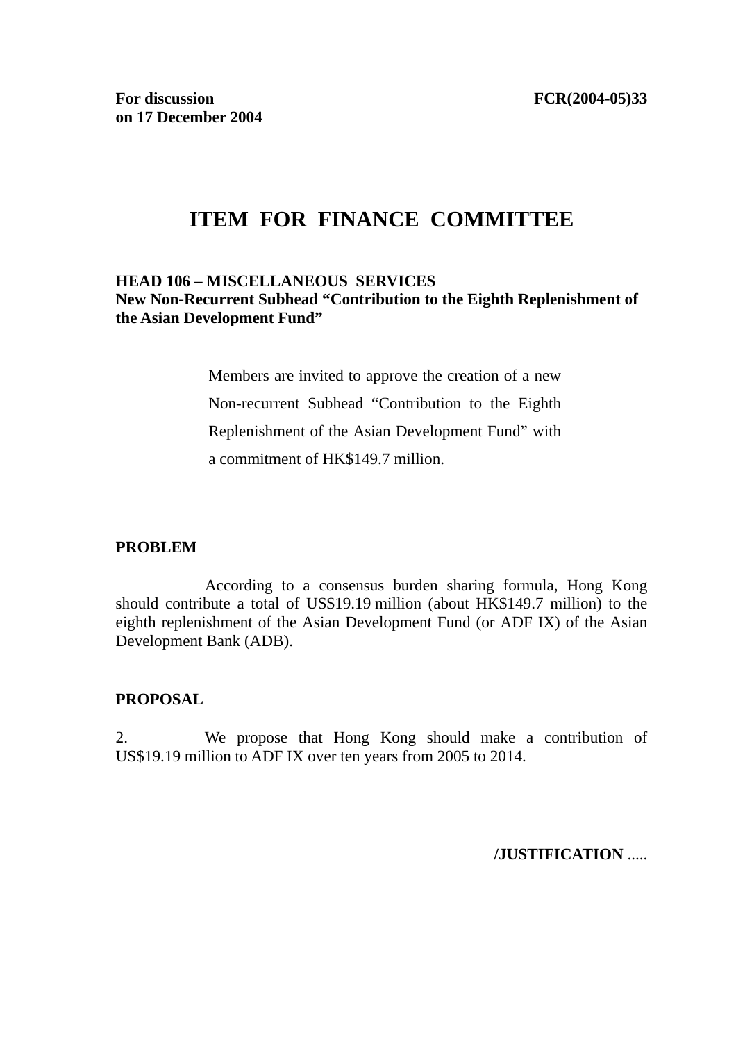**For discussion on 17 December 2004** **FCR(2004-05)33**

# ITEM FOR FINANCE COMMITTEE

**HEAD 106 – MISCELLANEOUS SERVICES**
**New Non-Recurrent Subhead "Contribution to the Eighth Replenishment of the Asian Development Fund"**

> Members are invited to approve the creation of a new Non-recurrent Subhead "Contribution to the Eighth Replenishment of the Asian Development Fund" with a commitment of HK$149.7 million.

## PROBLEM

According to a consensus burden sharing formula, Hong Kong should contribute a total of US$19.19 million (about HK$149.7 million) to the eighth replenishment of the Asian Development Fund (or ADF IX) of the Asian Development Bank (ADB).

## PROPOSAL

2. We propose that Hong Kong should make a contribution of US$19.19 million to ADF IX over ten years from 2005 to 2014.

/JUSTIFICATION .....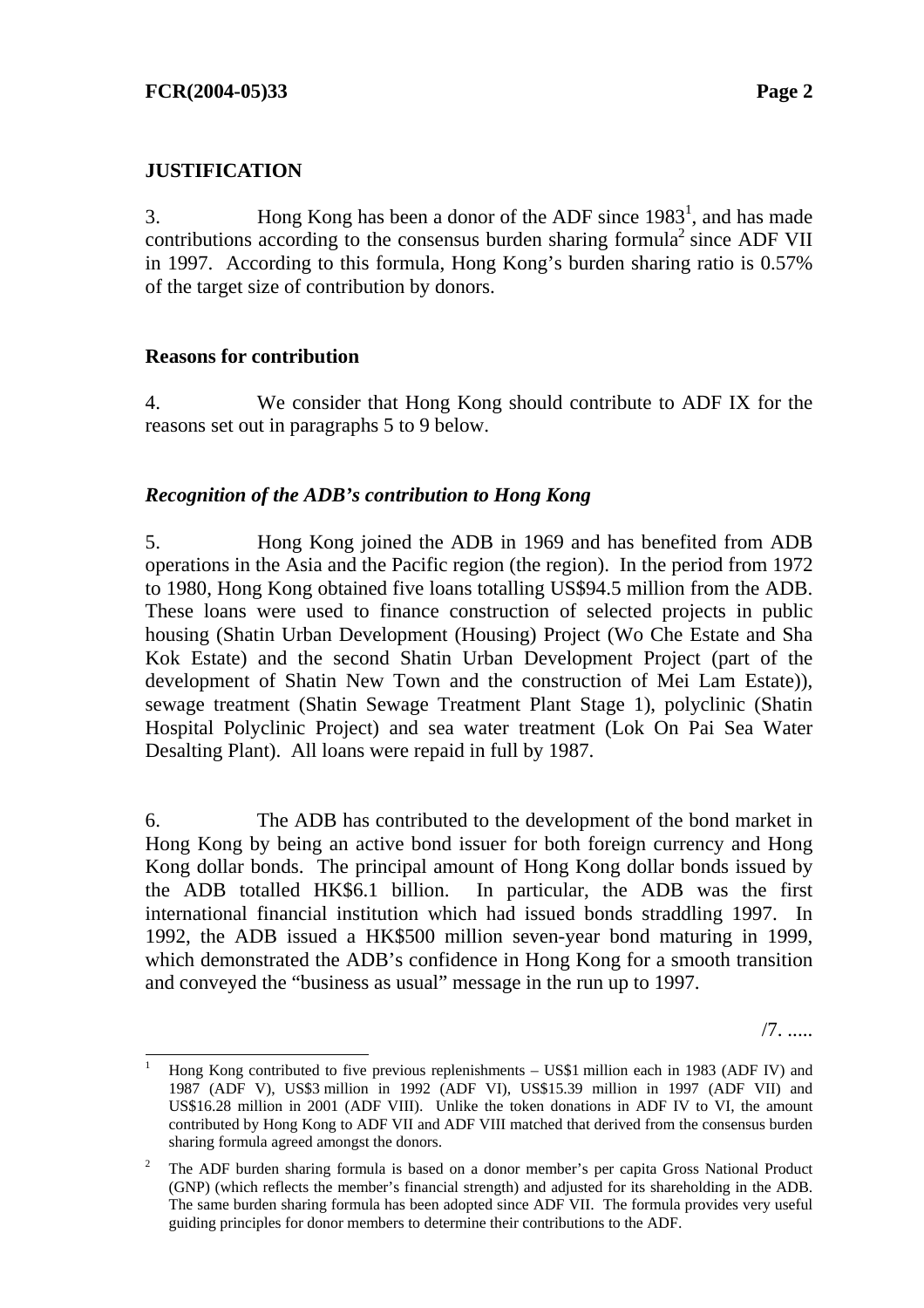## JUSTIFICATION

3. Hong Kong has been a donor of the ADF since 1983[1], and has made contributions according to the consensus burden sharing formula[2] since ADF VII in 1997. According to this formula, Hong Kong's burden sharing ratio is 0.57% of the target size of contribution by donors.

### Reasons for contribution

4. We consider that Hong Kong should contribute to ADF IX for the reasons set out in paragraphs 5 to 9 below.

*Recognition of the ADB's contribution to Hong Kong*

5. Hong Kong joined the ADB in 1969 and has benefited from ADB operations in the Asia and the Pacific region (the region). In the period from 1972 to 1980, Hong Kong obtained five loans totalling US$94.5 million from the ADB. These loans were used to finance construction of selected projects in public housing (Shatin Urban Development (Housing) Project (Wo Che Estate and Sha Kok Estate) and the second Shatin Urban Development Project (part of the development of Shatin New Town and the construction of Mei Lam Estate)), sewage treatment (Shatin Sewage Treatment Plant Stage 1), polyclinic (Shatin Hospital Polyclinic Project) and sea water treatment (Lok On Pai Sea Water Desalting Plant). All loans were repaid in full by 1987.

6. The ADB has contributed to the development of the bond market in Hong Kong by being an active bond issuer for both foreign currency and Hong Kong dollar bonds. The principal amount of Hong Kong dollar bonds issued by the ADB totalled HK$6.1 billion. In particular, the ADB was the first international financial institution which had issued bonds straddling 1997. In 1992, the ADB issued a HK$500 million seven-year bond maturing in 1999, which demonstrated the ADB's confidence in Hong Kong for a smooth transition and conveyed the "business as usual" message in the run up to 1997.

/7. .....

---

[1] Hong Kong contributed to five previous replenishments – US$1 million each in 1983 (ADF IV) and 1987 (ADF V), US$3 million in 1992 (ADF VI), US$15.39 million in 1997 (ADF VII) and US$16.28 million in 2001 (ADF VIII). Unlike the token donations in ADF IV to VI, the amount contributed by Hong Kong to ADF VII and ADF VIII matched that derived from the consensus burden sharing formula agreed amongst the donors.

[2] The ADF burden sharing formula is based on a donor member's per capita Gross National Product (GNP) (which reflects the member's financial strength) and adjusted for its shareholding in the ADB. The same burden sharing formula has been adopted since ADF VII. The formula provides very useful guiding principles for donor members to determine their contributions to the ADF.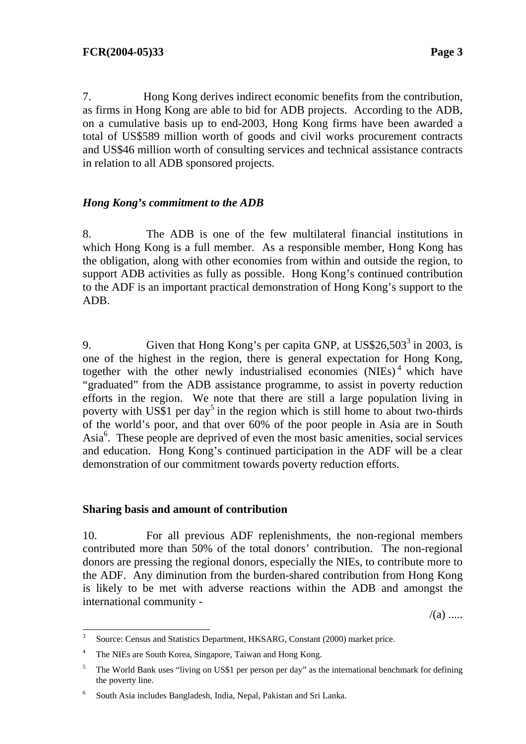7. Hong Kong derives indirect economic benefits from the contribution, as firms in Hong Kong are able to bid for ADB projects. According to the ADB, on a cumulative basis up to end-2003, Hong Kong firms have been awarded a total of US$589 million worth of goods and civil works procurement contracts and US$46 million worth of consulting services and technical assistance contracts in relation to all ADB sponsored projects.

### *Hong Kong's commitment to the ADB*

8. The ADB is one of the few multilateral financial institutions in which Hong Kong is a full member. As a responsible member, Hong Kong has the obligation, along with other economies from within and outside the region, to support ADB activities as fully as possible. Hong Kong's continued contribution to the ADF is an important practical demonstration of Hong Kong's support to the ADB.

9. Given that Hong Kong's per capita GNP, at US$26,503[3] in 2003, is one of the highest in the region, there is general expectation for Hong Kong, together with the other newly industrialised economies (NIEs)[4] which have "graduated" from the ADB assistance programme, to assist in poverty reduction efforts in the region. We note that there are still a large population living in poverty with US$1 per day[5] in the region which is still home to about two-thirds of the world's poor, and that over 60% of the poor people in Asia are in South Asia[6]. These people are deprived of even the most basic amenities, social services and education. Hong Kong's continued participation in the ADF will be a clear demonstration of our commitment towards poverty reduction efforts.

### **Sharing basis and amount of contribution**

10. For all previous ADF replenishments, the non-regional members contributed more than 50% of the total donors' contribution. The non-regional donors are pressing the regional donors, especially the NIEs, to contribute more to the ADF. Any diminution from the burden-shared contribution from Hong Kong is likely to be met with adverse reactions within the ADB and amongst the international community -

/(a) .....

---

[3] Source: Census and Statistics Department, HKSARG, Constant (2000) market price.

[4] The NIEs are South Korea, Singapore, Taiwan and Hong Kong.

[5] The World Bank uses "living on US$1 per person per day" as the international benchmark for defining the poverty line.

[6] South Asia includes Bangladesh, India, Nepal, Pakistan and Sri Lanka.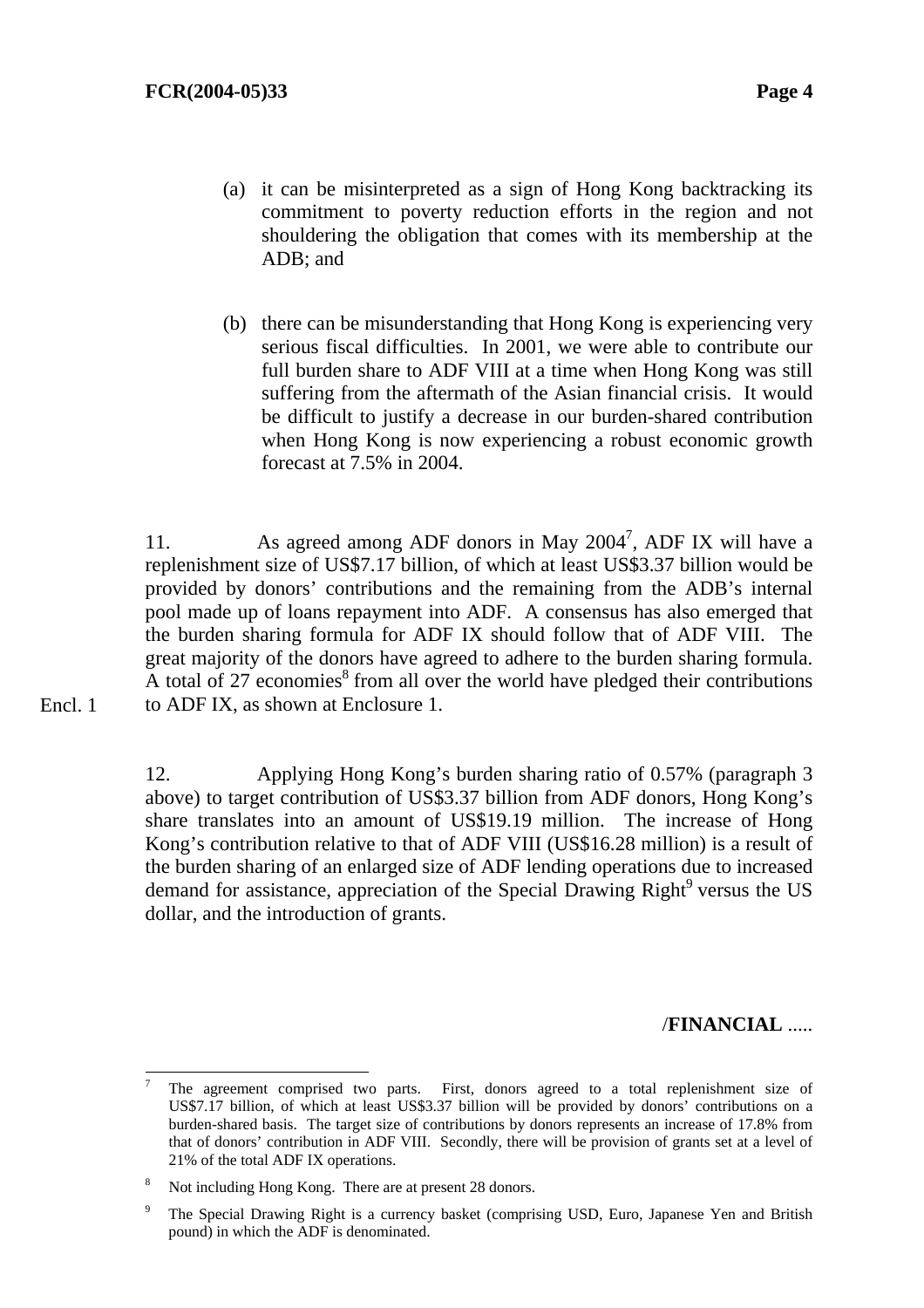(a) it can be misinterpreted as a sign of Hong Kong backtracking its commitment to poverty reduction efforts in the region and not shouldering the obligation that comes with its membership at the ADB; and

(b) there can be misunderstanding that Hong Kong is experiencing very serious fiscal difficulties. In 2001, we were able to contribute our full burden share to ADF VIII at a time when Hong Kong was still suffering from the aftermath of the Asian financial crisis. It would be difficult to justify a decrease in our burden-shared contribution when Hong Kong is now experiencing a robust economic growth forecast at 7.5% in 2004.

11. As agreed among ADF donors in May 2004[7], ADF IX will have a replenishment size of US$7.17 billion, of which at least US$3.37 billion would be provided by donors' contributions and the remaining from the ADB's internal pool made up of loans repayment into ADF. A consensus has also emerged that the burden sharing formula for ADF IX should follow that of ADF VIII. The great majority of the donors have agreed to adhere to the burden sharing formula. A total of 27 economies[8] from all over the world have pledged their contributions to ADF IX, as shown at Enclosure 1.

Encl. 1

12. Applying Hong Kong's burden sharing ratio of 0.57% (paragraph 3 above) to target contribution of US$3.37 billion from ADF donors, Hong Kong's share translates into an amount of US$19.19 million. The increase of Hong Kong's contribution relative to that of ADF VIII (US$16.28 million) is a result of the burden sharing of an enlarged size of ADF lending operations due to increased demand for assistance, appreciation of the Special Drawing Right[9] versus the US dollar, and the introduction of grants.

/**FINANCIAL** .....

---

[7] The agreement comprised two parts. First, donors agreed to a total replenishment size of US$7.17 billion, of which at least US$3.37 billion will be provided by donors' contributions on a burden-shared basis. The target size of contributions by donors represents an increase of 17.8% from that of donors' contribution in ADF VIII. Secondly, there will be provision of grants set at a level of 21% of the total ADF IX operations.

[8] Not including Hong Kong. There are at present 28 donors.

[9] The Special Drawing Right is a currency basket (comprising USD, Euro, Japanese Yen and British pound) in which the ADF is denominated.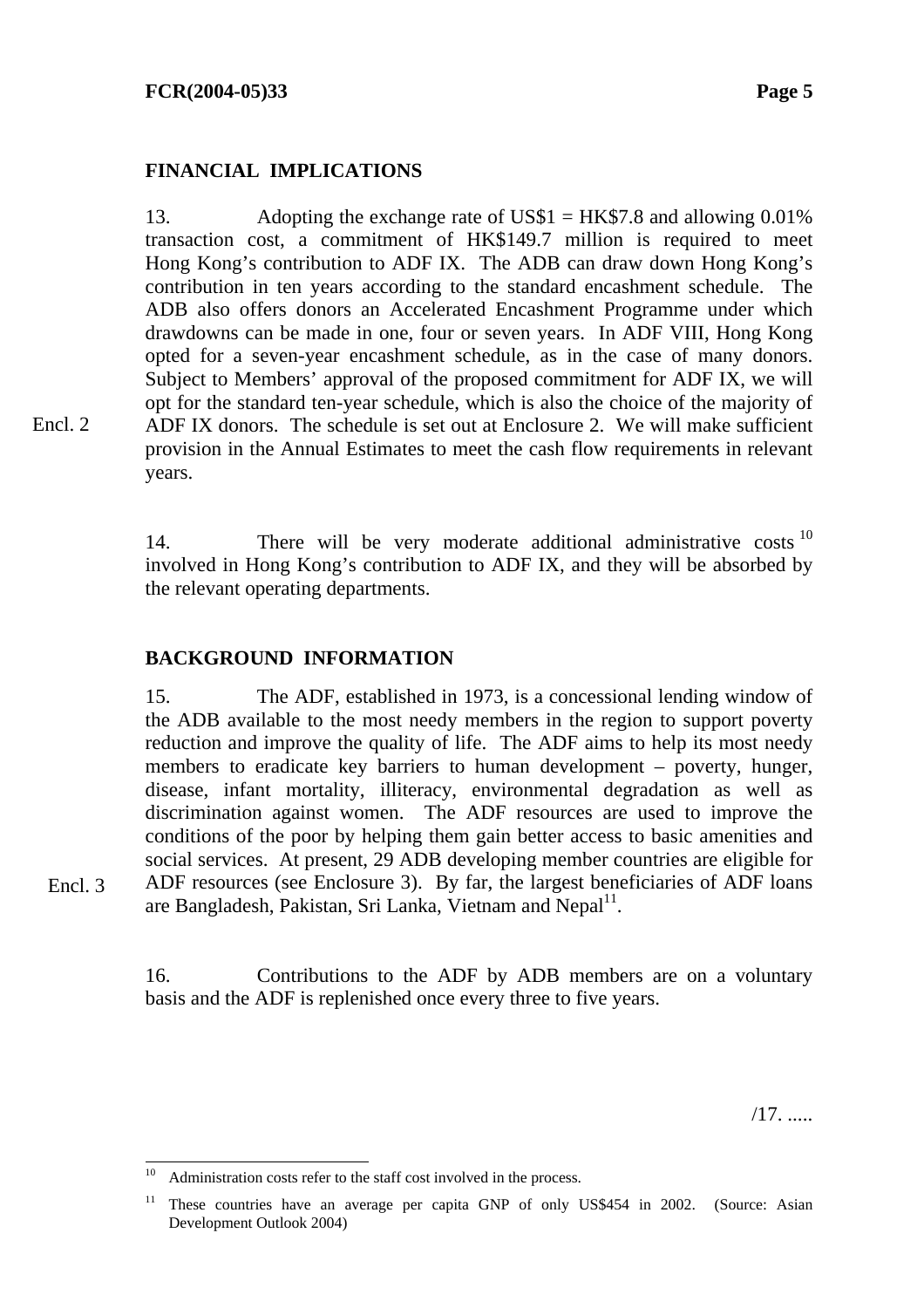## FINANCIAL IMPLICATIONS

13. Adopting the exchange rate of US$1 = HK$7.8 and allowing 0.01% transaction cost, a commitment of HK$149.7 million is required to meet Hong Kong's contribution to ADF IX. The ADB can draw down Hong Kong's contribution in ten years according to the standard encashment schedule. The ADB also offers donors an Accelerated Encashment Programme under which drawdowns can be made in one, four or seven years. In ADF VIII, Hong Kong opted for a seven-year encashment schedule, as in the case of many donors. Subject to Members' approval of the proposed commitment for ADF IX, we will opt for the standard ten-year schedule, which is also the choice of the majority of ADF IX donors. The schedule is set out at Enclosure 2. We will make sufficient provision in the Annual Estimates to meet the cash flow requirements in relevant years.

Encl. 2

14. There will be very moderate additional administrative costs[10] involved in Hong Kong's contribution to ADF IX, and they will be absorbed by the relevant operating departments.

## BACKGROUND INFORMATION

15. The ADF, established in 1973, is a concessional lending window of the ADB available to the most needy members in the region to support poverty reduction and improve the quality of life. The ADF aims to help its most needy members to eradicate key barriers to human development – poverty, hunger, disease, infant mortality, illiteracy, environmental degradation as well as discrimination against women. The ADF resources are used to improve the conditions of the poor by helping them gain better access to basic amenities and social services. At present, 29 ADB developing member countries are eligible for ADF resources (see Enclosure 3). By far, the largest beneficiaries of ADF loans are Bangladesh, Pakistan, Sri Lanka, Vietnam and Nepal[11].

Encl. 3

16. Contributions to the ADF by ADB members are on a voluntary basis and the ADF is replenished once every three to five years.

/17. .....

---

[10] Administration costs refer to the staff cost involved in the process.

[11] These countries have an average per capita GNP of only US$454 in 2002. (Source: Asian Development Outlook 2004)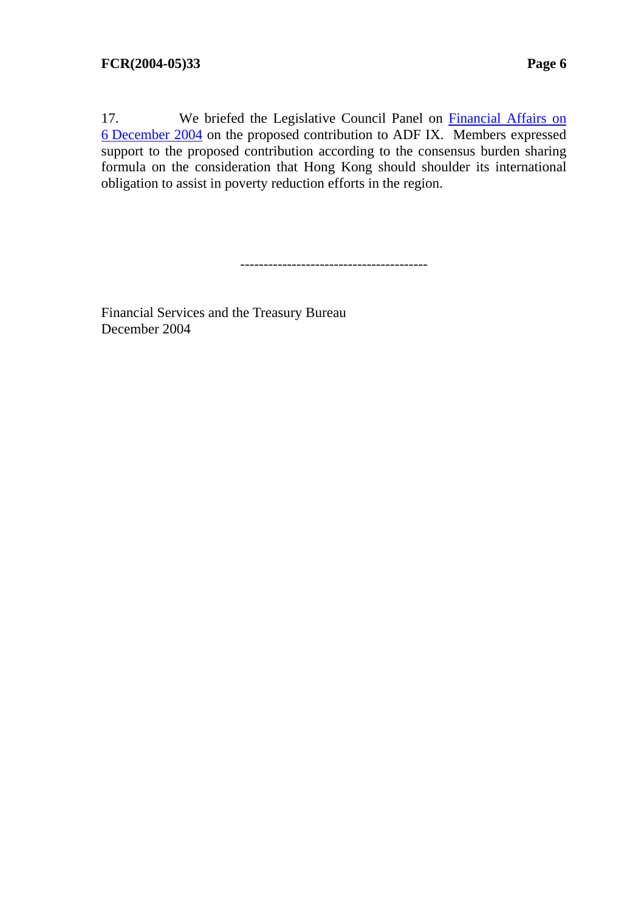17. We briefed the Legislative Council Panel on Financial Affairs on 6 December 2004 on the proposed contribution to ADF IX. Members expressed support to the proposed contribution according to the consensus burden sharing formula on the consideration that Hong Kong should shoulder its international obligation to assist in poverty reduction efforts in the region.

---------------------------------------

Financial Services and the Treasury Bureau  
December 2004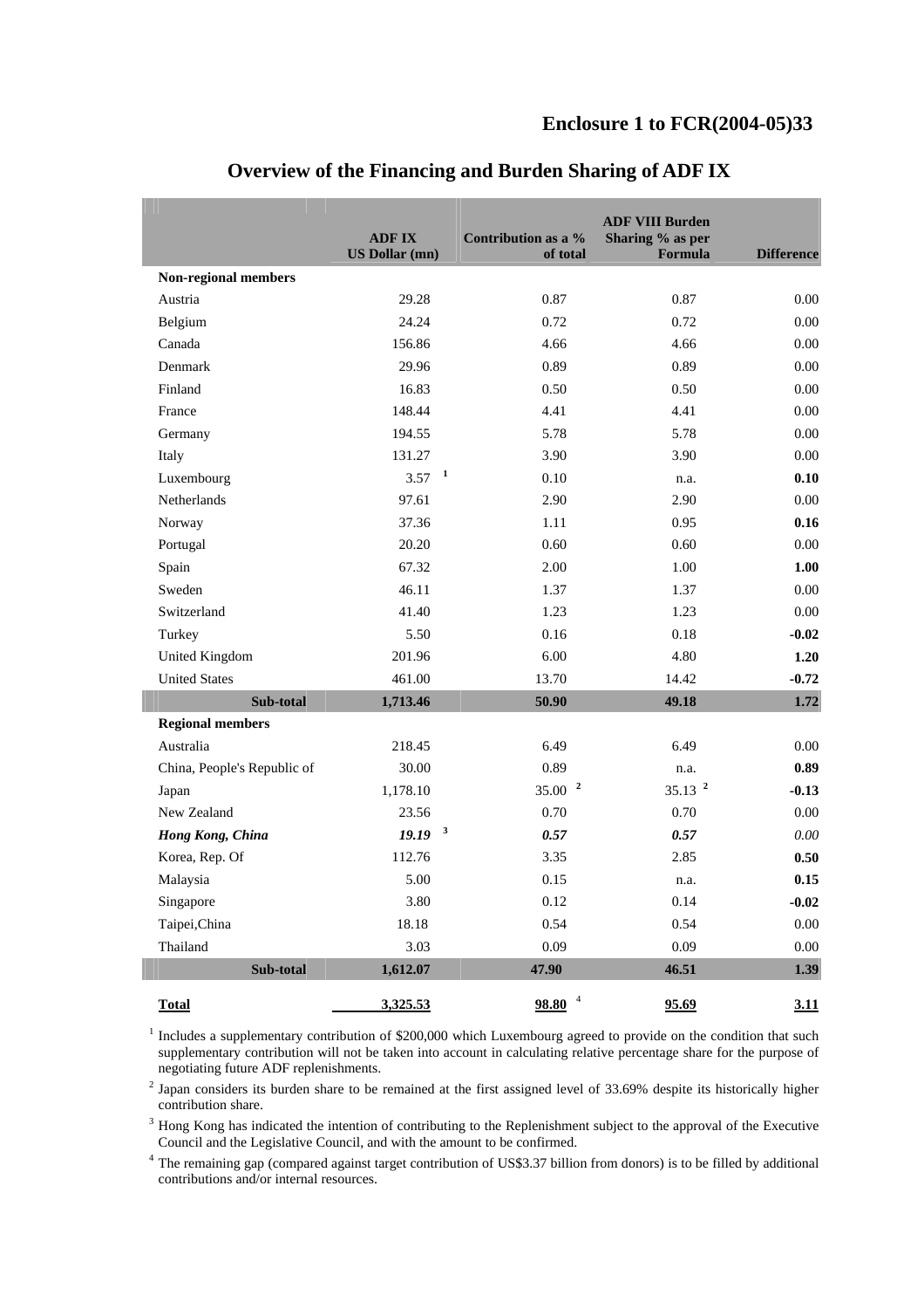**Enclosure 1 to FCR(2004-05)33**

## Overview of the Financing and Burden Sharing of ADF IX

| | ADF IX US Dollar (mn) | Contribution as a % of total | ADF VIII Burden Sharing % as per Formula | Difference |
|---|---|---|---|---|
| **Non-regional members** | | | | |
| Austria | 29.28 | 0.87 | 0.87 | 0.00 |
| Belgium | 24.24 | 0.72 | 0.72 | 0.00 |
| Canada | 156.86 | 4.66 | 4.66 | 0.00 |
| Denmark | 29.96 | 0.89 | 0.89 | 0.00 |
| Finland | 16.83 | 0.50 | 0.50 | 0.00 |
| France | 148.44 | 4.41 | 4.41 | 0.00 |
| Germany | 194.55 | 5.78 | 5.78 | 0.00 |
| Italy | 131.27 | 3.90 | 3.90 | 0.00 |
| Luxembourg | 3.57 [1] | 0.10 | n.a. | **0.10** |
| Netherlands | 97.61 | 2.90 | 2.90 | 0.00 |
| Norway | 37.36 | 1.11 | 0.95 | **0.16** |
| Portugal | 20.20 | 0.60 | 0.60 | 0.00 |
| Spain | 67.32 | 2.00 | 1.00 | **1.00** |
| Sweden | 46.11 | 1.37 | 1.37 | 0.00 |
| Switzerland | 41.40 | 1.23 | 1.23 | 0.00 |
| Turkey | 5.50 | 0.16 | 0.18 | **-0.02** |
| United Kingdom | 201.96 | 6.00 | 4.80 | **1.20** |
| United States | 461.00 | 13.70 | 14.42 | **-0.72** |
| **Sub-total** | **1,713.46** | **50.90** | **49.18** | **1.72** |
| **Regional members** | | | | |
| Australia | 218.45 | 6.49 | 6.49 | 0.00 |
| China, People's Republic of | 30.00 | 0.89 | n.a. | **0.89** |
| Japan | 1,178.10 | 35.00 [2] | 35.13 [2] | **-0.13** |
| New Zealand | 23.56 | 0.70 | 0.70 | 0.00 |
| ***Hong Kong, China*** | ***19.19*** [3] | ***0.57*** | ***0.57*** | *0.00* |
| Korea, Rep. Of | 112.76 | 3.35 | 2.85 | **0.50** |
| Malaysia | 5.00 | 0.15 | n.a. | **0.15** |
| Singapore | 3.80 | 0.12 | 0.14 | **-0.02** |
| Taipei,China | 18.18 | 0.54 | 0.54 | 0.00 |
| Thailand | 3.03 | 0.09 | 0.09 | 0.00 |
| **Sub-total** | **1,612.07** | **47.90** | **46.51** | **1.39** |
| **Total** | **3,325.53** | **98.80** [4] | **95.69** | **3.11** |

[1] Includes a supplementary contribution of $200,000 which Luxembourg agreed to provide on the condition that such supplementary contribution will not be taken into account in calculating relative percentage share for the purpose of negotiating future ADF replenishments.

[2] Japan considers its burden share to be remained at the first assigned level of 33.69% despite its historically higher contribution share.

[3] Hong Kong has indicated the intention of contributing to the Replenishment subject to the approval of the Executive Council and the Legislative Council, and with the amount to be confirmed.

[4] The remaining gap (compared against target contribution of US$3.37 billion from donors) is to be filled by additional contributions and/or internal resources.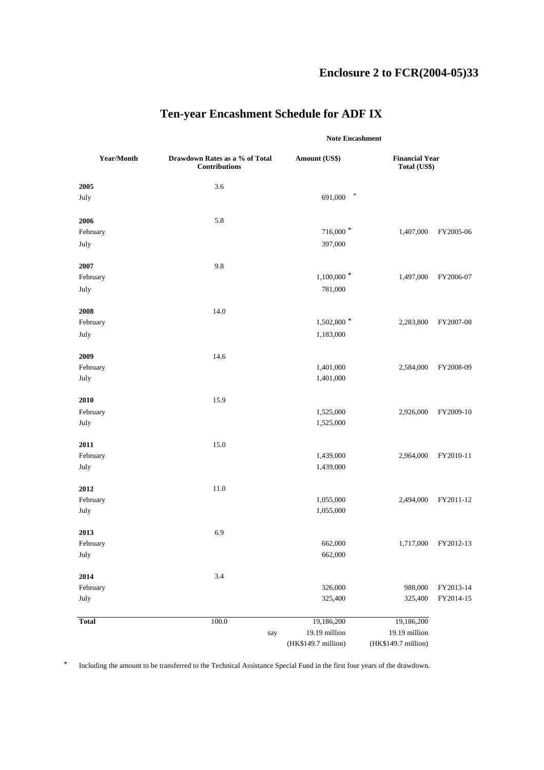**Enclosure 2 to FCR(2004-05)33**

# Ten-year Encashment Schedule for ADF IX

| Year/Month | Drawdown Rates as a % of Total Contributions | Note Encashment Amount (US$) | Note Encashment Financial Year Total (US$) | |
|---|---|---|---|---|
| **2005** | 3.6 | | | |
| July | | 691,000 * | | |
| **2006** | 5.8 | | | |
| February | | 716,000 * | 1,407,000 | FY2005-06 |
| July | | 397,000 | | |
| **2007** | 9.8 | | | |
| February | | 1,100,000 * | 1,497,000 | FY2006-07 |
| July | | 781,000 | | |
| **2008** | 14.0 | | | |
| February | | 1,502,800 * | 2,283,800 | FY2007-08 |
| July | | 1,183,000 | | |
| **2009** | 14.6 | | | |
| February | | 1,401,000 | 2,584,000 | FY2008-09 |
| July | | 1,401,000 | | |
| **2010** | 15.9 | | | |
| February | | 1,525,000 | 2,926,000 | FY2009-10 |
| July | | 1,525,000 | | |
| **2011** | 15.0 | | | |
| February | | 1,439,000 | 2,964,000 | FY2010-11 |
| July | | 1,439,000 | | |
| **2012** | 11.0 | | | |
| February | | 1,055,000 | 2,494,000 | FY2011-12 |
| July | | 1,055,000 | | |
| **2013** | 6.9 | | | |
| February | | 662,000 | 1,717,000 | FY2012-13 |
| July | | 662,000 | | |
| **2014** | 3.4 | | | |
| February | | 326,000 | 988,000 | FY2013-14 |
| July | | 325,400 | 325,400 | FY2014-15 |
| **Total** | 100.0 | 19,186,200 | 19,186,200 | |
| | say | 19.19 million | 19.19 million | |
| | | (HK$149.7 million) | (HK$149.7 million) | |

\* Including the amount to be transferred to the Technical Assistance Special Fund in the first four years of the drawdown.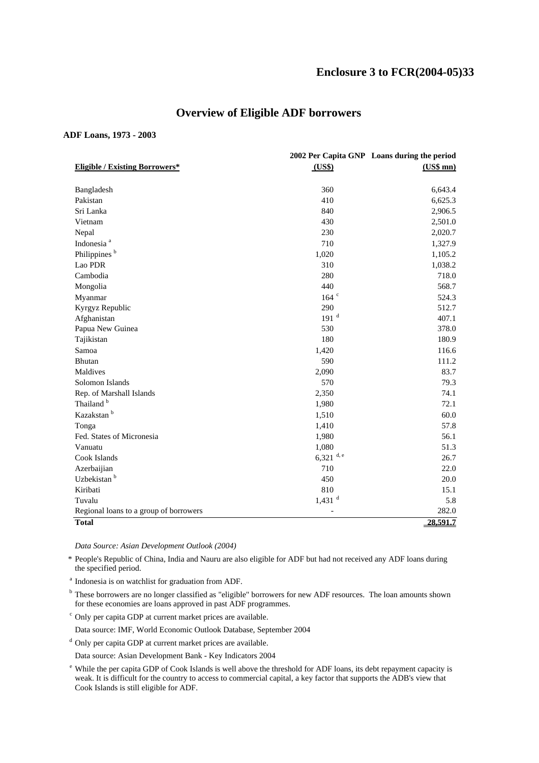**Enclosure 3 to FCR(2004-05)33**

# Overview of Eligible ADF borrowers

**ADF Loans, 1973 - 2003**

| Eligible / Existing Borrowers* | 2002 Per Capita GNP (US$) | Loans during the period (US$ mn) |
|---|---|---|
| Bangladesh | 360 | 6,643.4 |
| Pakistan | 410 | 6,625.3 |
| Sri Lanka | 840 | 2,906.5 |
| Vietnam | 430 | 2,501.0 |
| Nepal | 230 | 2,020.7 |
| Indonesia [a] | 710 | 1,327.9 |
| Philippines [b] | 1,020 | 1,105.2 |
| Lao PDR | 310 | 1,038.2 |
| Cambodia | 280 | 718.0 |
| Mongolia | 440 | 568.7 |
| Myanmar | 164 [c] | 524.3 |
| Kyrgyz Republic | 290 | 512.7 |
| Afghanistan | 191 [d] | 407.1 |
| Papua New Guinea | 530 | 378.0 |
| Tajikistan | 180 | 180.9 |
| Samoa | 1,420 | 116.6 |
| Bhutan | 590 | 111.2 |
| Maldives | 2,090 | 83.7 |
| Solomon Islands | 570 | 79.3 |
| Rep. of Marshall Islands | 2,350 | 74.1 |
| Thailand [b] | 1,980 | 72.1 |
| Kazakstan [b] | 1,510 | 60.0 |
| Tonga | 1,410 | 57.8 |
| Fed. States of Micronesia | 1,980 | 56.1 |
| Vanuatu | 1,080 | 51.3 |
| Cook Islands | 6,321 [d, e] | 26.7 |
| Azerbaijian | 710 | 22.0 |
| Uzbekistan [b] | 450 | 20.0 |
| Kiribati | 810 | 15.1 |
| Tuvalu | 1,431 [d] | 5.8 |
| Regional loans to a group of borrowers | - | 282.0 |
| **Total** | | **28,591.7** |

*Data Source: Asian Development Outlook (2004)*

\* People's Republic of China, India and Nauru are also eligible for ADF but had not received any ADF loans during the specified period.

[a] Indonesia is on watchlist for graduation from ADF.

[b] These borrowers are no longer classified as "eligible" borrowers for new ADF resources. The loan amounts shown for these economies are loans approved in past ADF programmes.

[c] Only per capita GDP at current market prices are available.

Data source: IMF, World Economic Outlook Database, September 2004

[d] Only per capita GDP at current market prices are available.

Data source: Asian Development Bank - Key Indicators 2004

[e] While the per capita GDP of Cook Islands is well above the threshold for ADF loans, its debt repayment capacity is weak. It is difficult for the country to access to commercial capital, a key factor that supports the ADB's view that Cook Islands is still eligible for ADF.